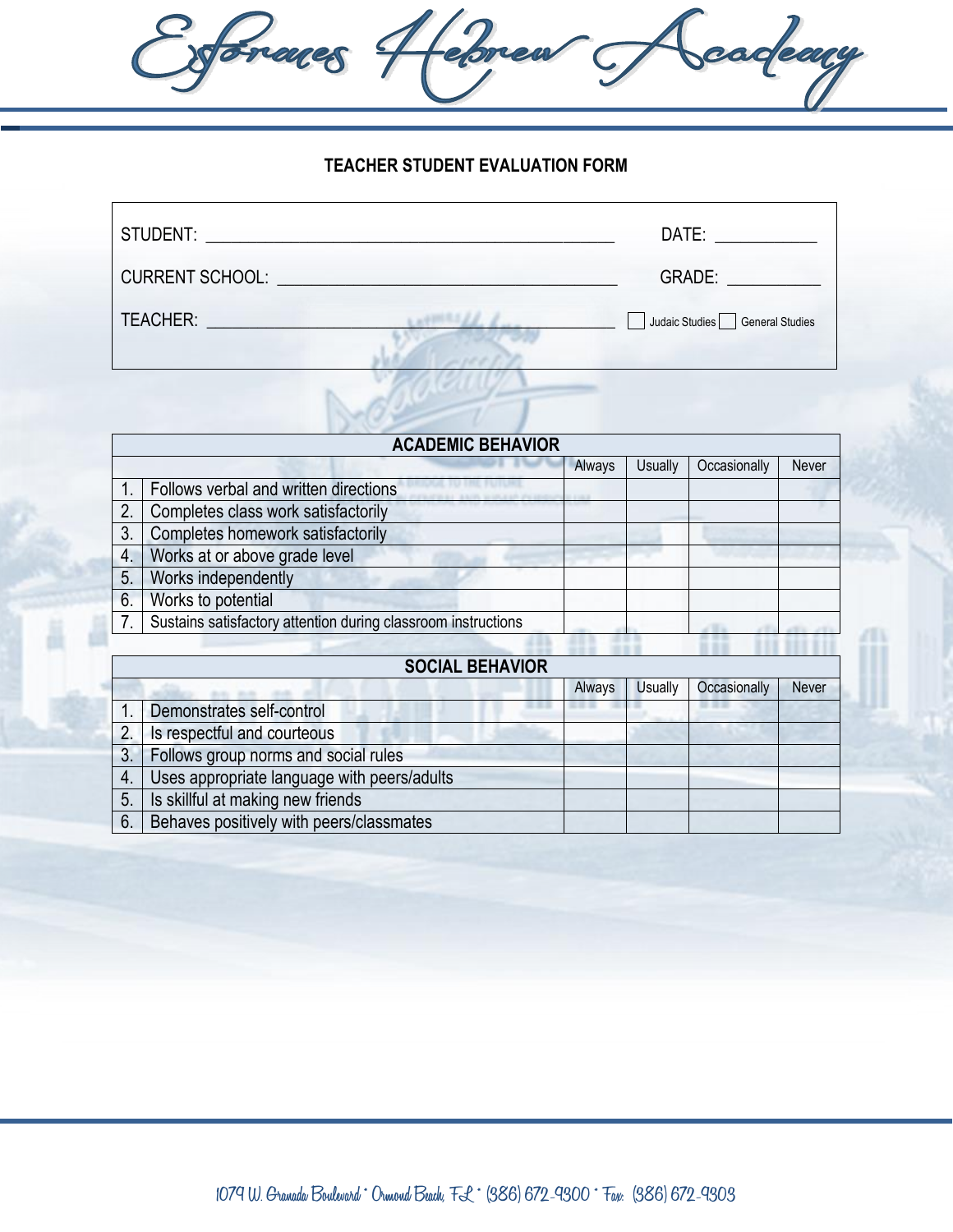# Esforaces Hebrew Academy

## TEACHER STUDENT EVALUATION FORM

STUDENT: ______________________________________________ DATE: ___________

CURRENT SCHOOL: ____________________________________ GRADE: __________

TEACHER: ______________________________________________ ☐ Judaic Studies ☐ General Studies

| ACADEMIC BEHAVIOR | | Always | Usually | Occasionally | Never |
|---|---|---|---|---|---|
| 1. | Follows verbal and written directions | | | | |
| 2. | Completes class work satisfactorily | | | | |
| 3. | Completes homework satisfactorily | | | | |
| 4. | Works at or above grade level | | | | |
| 5. | Works independently | | | | |
| 6. | Works to potential | | | | |
| 7. | Sustains satisfactory attention during classroom instructions | | | | |

| SOCIAL BEHAVIOR | | Always | Usually | Occasionally | Never |
|---|---|---|---|---|---|
| 1. | Demonstrates self-control | | | | |
| 2. | Is respectful and courteous | | | | |
| 3. | Follows group norms and social rules | | | | |
| 4. | Uses appropriate language with peers/adults | | | | |
| 5. | Is skillful at making new friends | | | | |
| 6. | Behaves positively with peers/classmates | | | | |

1079 W. Granada Boulevard * Ormond Beach, FL * (386) 672-4300 * Fax: (386) 672-4303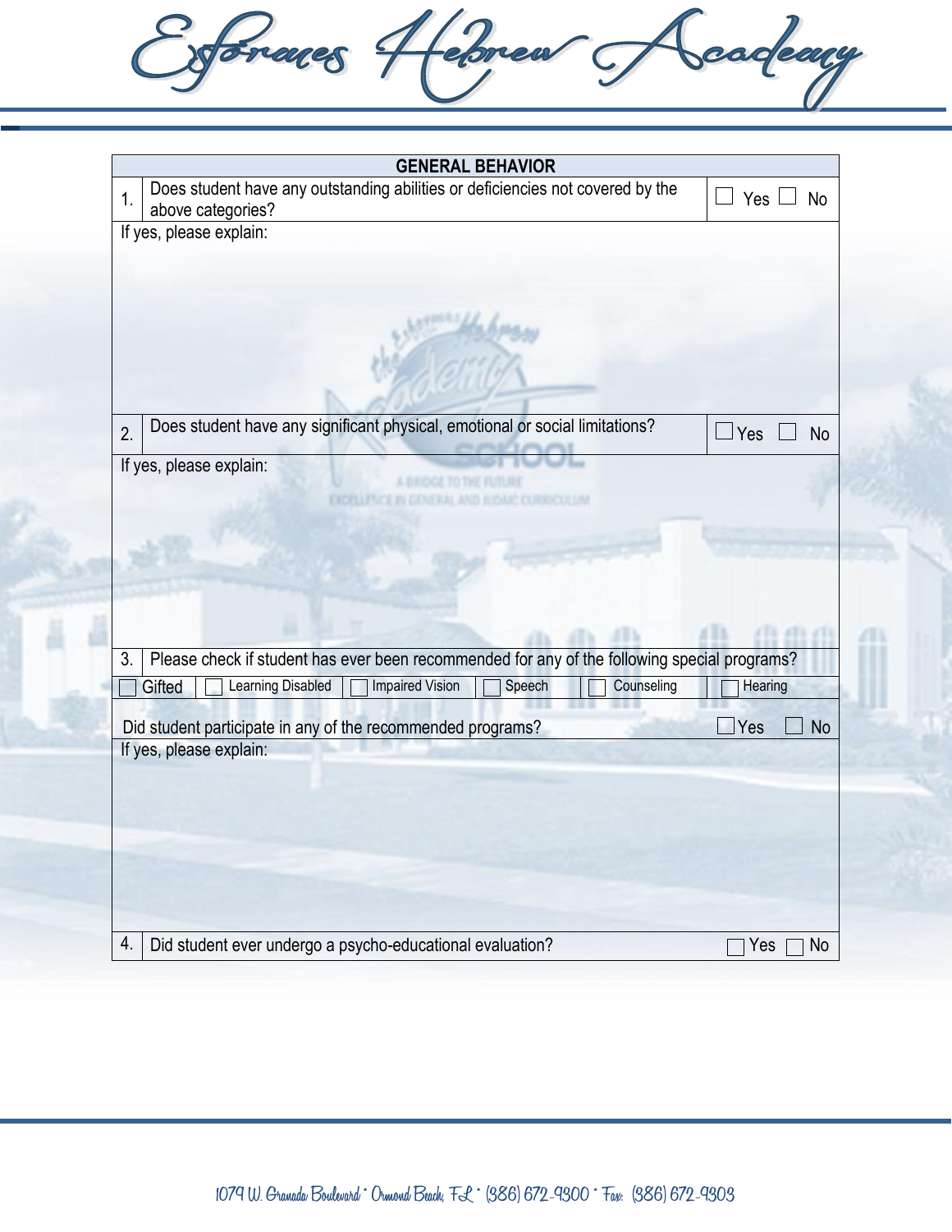Esformes Hebrew Academy

## GENERAL BEHAVIOR

1. Does student have any outstanding abilities or deficiencies not covered by the above categories? ☐ Yes ☐ No

If yes, please explain:

2. Does student have any significant physical, emotional or social limitations? ☐ Yes ☐ No

If yes, please explain:

3. Please check if student has ever been recommended for any of the following special programs?

☐ Gifted ☐ Learning Disabled ☐ Impaired Vision ☐ Speech ☐ Counseling ☐ Hearing

Did student participate in any of the recommended programs? ☐ Yes ☐ No

If yes, please explain:

4. Did student ever undergo a psycho-educational evaluation? ☐ Yes ☐ No

1079 W. Granada Boulevard * Ormond Beach, FL * (386) 672-9300 * Fax: (386) 672-9303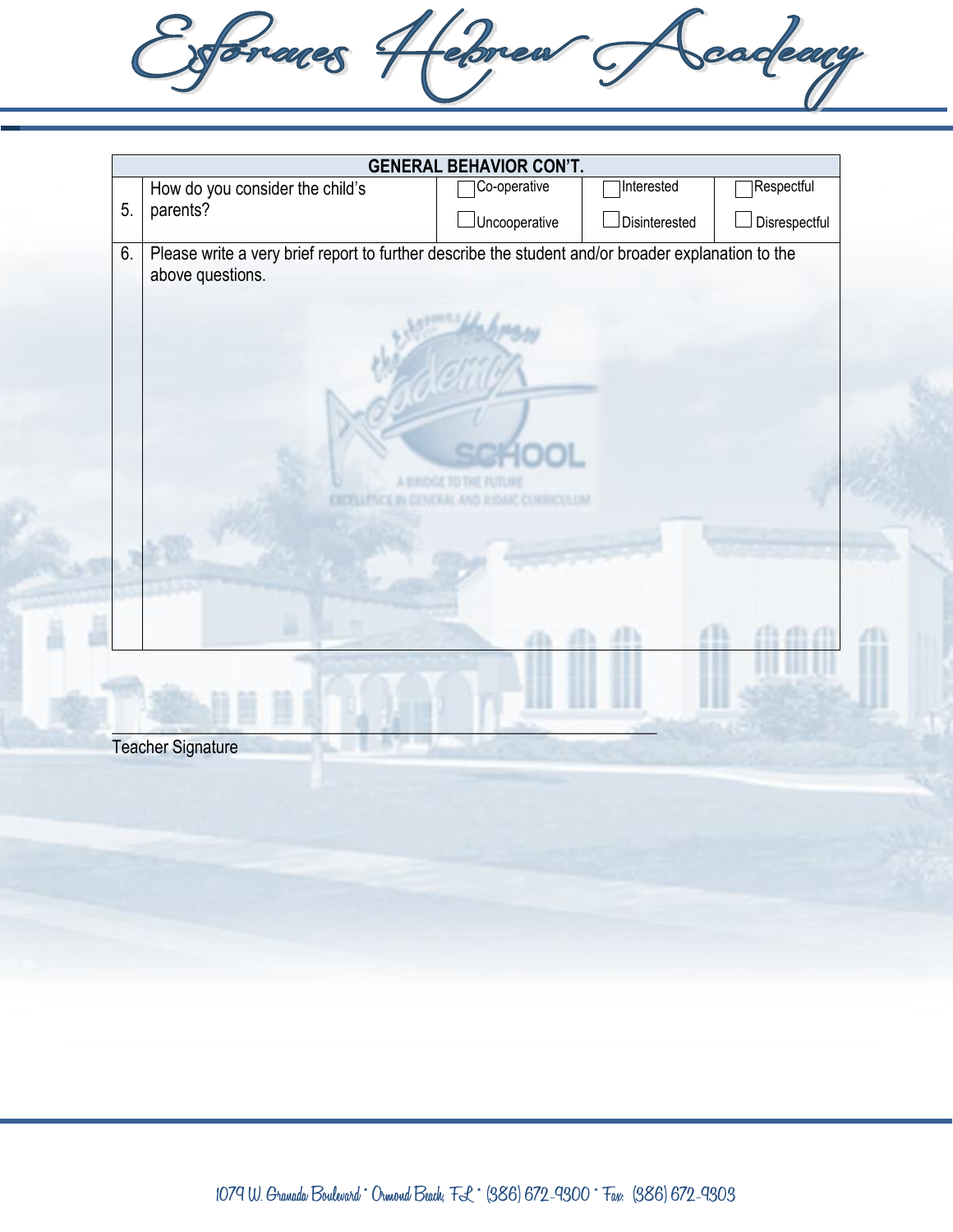# Esforanes Hebrew Academy

| GENERAL BEHAVIOR CON'T. | | | | |
|---|---|---|---|---|
| 5. | How do you consider the child's parents? | ☐Co-operative<br>☐Uncooperative | ☐Interested<br>☐Disinterested | ☐Respectful<br>☐Disrespectful |
| 6. | Please write a very brief report to further describe the student and/or broader explanation to the above questions. | | | |

\_\_\_\_\_\_\_\_\_\_\_\_\_\_\_\_\_\_\_\_\_\_\_\_\_\_\_\_\_\_\_\_\_\_\_\_\_\_\_\_\_\_\_\_

Teacher Signature

1079 W. Granada Boulevard * Ormond Beach, FL * (386) 672-9300 * Fax: (386) 672-9303